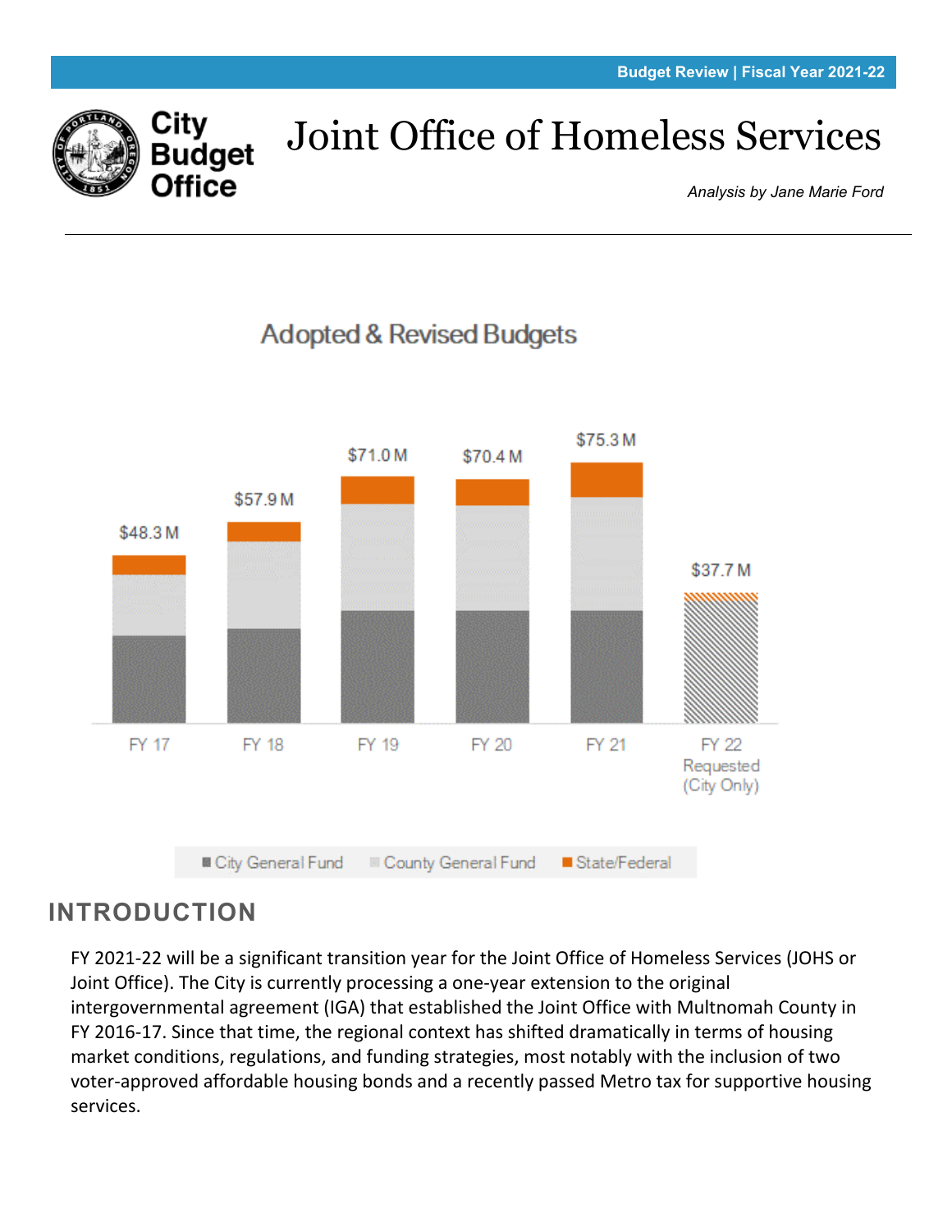Budget Review | Fiscal Year 2021-22

City Budget Office

# Joint Office of Homeless Services

*Analysis by Jane Marie Ford*

Adopted & Revised Budgets

| | FY 17 | FY 18 | FY 19 | FY 20 | FY 21 | FY 22 Requested (City Only) |
|---|---|---|---|---|---|---|
| Total | $48.3 M | $57.9 M | $71.0 M | $70.4 M | $75.3 M | $37.7 M |

City General Fund · County General Fund · State/Federal

## INTRODUCTION

FY 2021-22 will be a significant transition year for the Joint Office of Homeless Services (JOHS or Joint Office). The City is currently processing a one-year extension to the original intergovernmental agreement (IGA) that established the Joint Office with Multnomah County in FY 2016-17. Since that time, the regional context has shifted dramatically in terms of housing market conditions, regulations, and funding strategies, most notably with the inclusion of two voter-approved affordable housing bonds and a recently passed Metro tax for supportive housing services.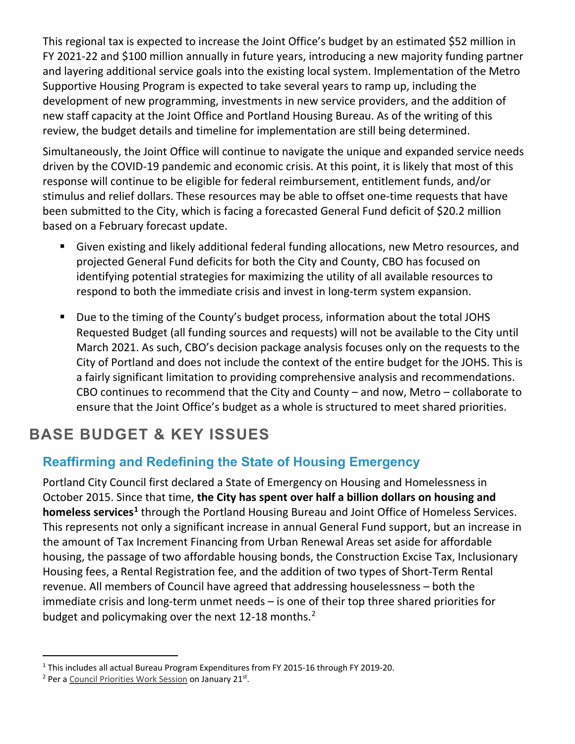This regional tax is expected to increase the Joint Office's budget by an estimated $52 million in FY 2021-22 and $100 million annually in future years, introducing a new majority funding partner and layering additional service goals into the existing local system. Implementation of the Metro Supportive Housing Program is expected to take several years to ramp up, including the development of new programming, investments in new service providers, and the addition of new staff capacity at the Joint Office and Portland Housing Bureau. As of the writing of this review, the budget details and timeline for implementation are still being determined.

Simultaneously, the Joint Office will continue to navigate the unique and expanded service needs driven by the COVID-19 pandemic and economic crisis. At this point, it is likely that most of this response will continue to be eligible for federal reimbursement, entitlement funds, and/or stimulus and relief dollars. These resources may be able to offset one-time requests that have been submitted to the City, which is facing a forecasted General Fund deficit of $20.2 million based on a February forecast update.

- Given existing and likely additional federal funding allocations, new Metro resources, and projected General Fund deficits for both the City and County, CBO has focused on identifying potential strategies for maximizing the utility of all available resources to respond to both the immediate crisis and invest in long-term system expansion.
- Due to the timing of the County's budget process, information about the total JOHS Requested Budget (all funding sources and requests) will not be available to the City until March 2021. As such, CBO's decision package analysis focuses only on the requests to the City of Portland and does not include the context of the entire budget for the JOHS. This is a fairly significant limitation to providing comprehensive analysis and recommendations. CBO continues to recommend that the City and County – and now, Metro – collaborate to ensure that the Joint Office's budget as a whole is structured to meet shared priorities.

## BASE BUDGET & KEY ISSUES

### Reaffirming and Redefining the State of Housing Emergency

Portland City Council first declared a State of Emergency on Housing and Homelessness in October 2015. Since that time, **the City has spent over half a billion dollars on housing and homeless services**[1] through the Portland Housing Bureau and Joint Office of Homeless Services. This represents not only a significant increase in annual General Fund support, but an increase in the amount of Tax Increment Financing from Urban Renewal Areas set aside for affordable housing, the passage of two affordable housing bonds, the Construction Excise Tax, Inclusionary Housing fees, a Rental Registration fee, and the addition of two types of Short-Term Rental revenue. All members of Council have agreed that addressing houselessness – both the immediate crisis and long-term unmet needs – is one of their top three shared priorities for budget and policymaking over the next 12-18 months.[2]

---

[1] This includes all actual Bureau Program Expenditures from FY 2015-16 through FY 2019-20.

[2] Per a Council Priorities Work Session on January 21st.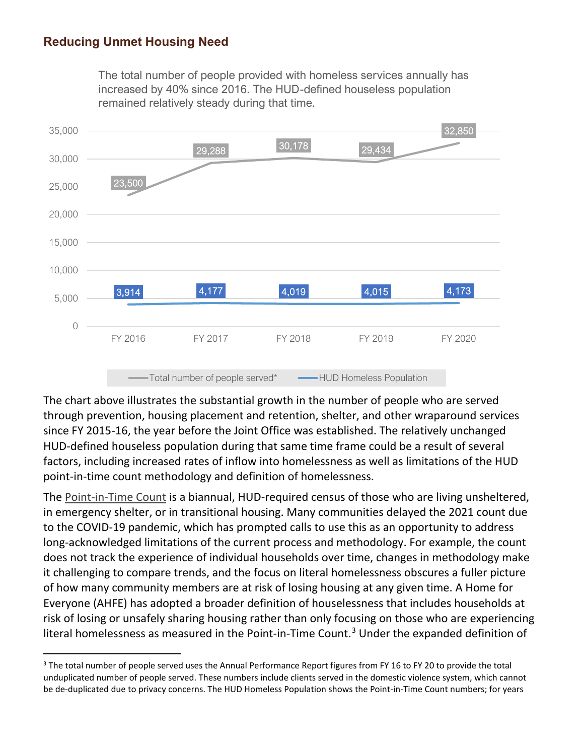## Reducing Unmet Housing Need

The total number of people provided with homeless services annually has increased by 40% since 2016. The HUD-defined houseless population remained relatively steady during that time.

| | FY 2016 | FY 2017 | FY 2018 | FY 2019 | FY 2020 |
|---|---|---|---|---|---|
| Total number of people served* | 23,500 | 29,288 | 30,178 | 29,434 | 32,850 |
| HUD Homeless Population | 3,914 | 4,177 | 4,019 | 4,015 | 4,173 |

The chart above illustrates the substantial growth in the number of people who are served through prevention, housing placement and retention, shelter, and other wraparound services since FY 2015-16, the year before the Joint Office was established. The relatively unchanged HUD-defined houseless population during that same time frame could be a result of several factors, including increased rates of inflow into homelessness as well as limitations of the HUD point-in-time count methodology and definition of homelessness.

The Point-in-Time Count is a biannual, HUD-required census of those who are living unsheltered, in emergency shelter, or in transitional housing. Many communities delayed the 2021 count due to the COVID-19 pandemic, which has prompted calls to use this as an opportunity to address long-acknowledged limitations of the current process and methodology. For example, the count does not track the experience of individual households over time, changes in methodology make it challenging to compare trends, and the focus on literal homelessness obscures a fuller picture of how many community members are at risk of losing housing at any given time. A Home for Everyone (AHFE) has adopted a broader definition of houselessness that includes households at risk of losing or unsafely sharing housing rather than only focusing on those who are experiencing literal homelessness as measured in the Point-in-Time Count.[3] Under the expanded definition of

[3] The total number of people served uses the Annual Performance Report figures from FY 16 to FY 20 to provide the total unduplicated number of people served. These numbers include clients served in the domestic violence system, which cannot be de-duplicated due to privacy concerns. The HUD Homeless Population shows the Point-in-Time Count numbers; for years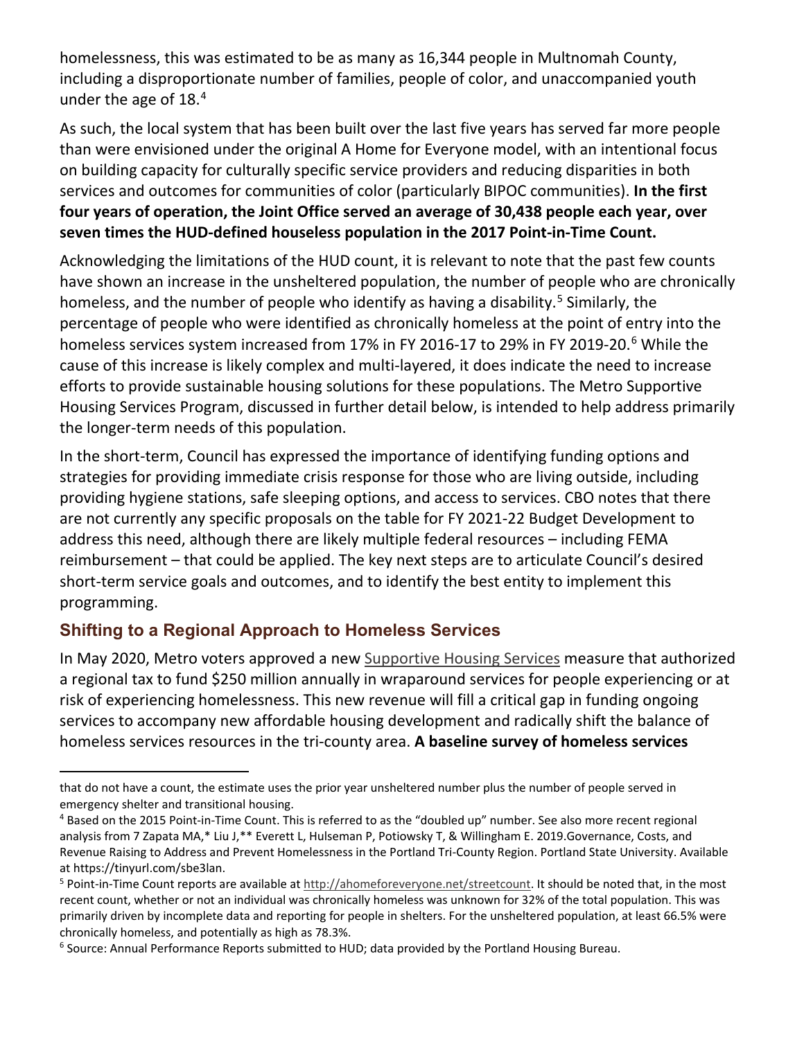homelessness, this was estimated to be as many as 16,344 people in Multnomah County, including a disproportionate number of families, people of color, and unaccompanied youth under the age of 18.[4]

As such, the local system that has been built over the last five years has served far more people than were envisioned under the original A Home for Everyone model, with an intentional focus on building capacity for culturally specific service providers and reducing disparities in both services and outcomes for communities of color (particularly BIPOC communities). **In the first four years of operation, the Joint Office served an average of 30,438 people each year, over seven times the HUD-defined houseless population in the 2017 Point-in-Time Count.**

Acknowledging the limitations of the HUD count, it is relevant to note that the past few counts have shown an increase in the unsheltered population, the number of people who are chronically homeless, and the number of people who identify as having a disability.[5] Similarly, the percentage of people who were identified as chronically homeless at the point of entry into the homeless services system increased from 17% in FY 2016-17 to 29% in FY 2019-20.[6] While the cause of this increase is likely complex and multi-layered, it does indicate the need to increase efforts to provide sustainable housing solutions for these populations. The Metro Supportive Housing Services Program, discussed in further detail below, is intended to help address primarily the longer-term needs of this population.

In the short-term, Council has expressed the importance of identifying funding options and strategies for providing immediate crisis response for those who are living outside, including providing hygiene stations, safe sleeping options, and access to services. CBO notes that there are not currently any specific proposals on the table for FY 2021-22 Budget Development to address this need, although there are likely multiple federal resources – including FEMA reimbursement – that could be applied. The key next steps are to articulate Council's desired short-term service goals and outcomes, and to identify the best entity to implement this programming.

## Shifting to a Regional Approach to Homeless Services

In May 2020, Metro voters approved a new Supportive Housing Services measure that authorized a regional tax to fund $250 million annually in wraparound services for people experiencing or at risk of experiencing homelessness. This new revenue will fill a critical gap in funding ongoing services to accompany new affordable housing development and radically shift the balance of homeless services resources in the tri-county area. **A baseline survey of homeless services**

---

that do not have a count, the estimate uses the prior year unsheltered number plus the number of people served in emergency shelter and transitional housing.

[4] Based on the 2015 Point-in-Time Count. This is referred to as the "doubled up" number. See also more recent regional analysis from 7 Zapata MA,* Liu J,** Everett L, Hulseman P, Potiowsky T, & Willingham E. 2019.Governance, Costs, and Revenue Raising to Address and Prevent Homelessness in the Portland Tri-County Region. Portland State University. Available at https://tinyurl.com/sbe3lan.

[5] Point-in-Time Count reports are available at http://ahomeforeveryone.net/streetcount. It should be noted that, in the most recent count, whether or not an individual was chronically homeless was unknown for 32% of the total population. This was primarily driven by incomplete data and reporting for people in shelters. For the unsheltered population, at least 66.5% were chronically homeless, and potentially as high as 78.3%.

[6] Source: Annual Performance Reports submitted to HUD; data provided by the Portland Housing Bureau.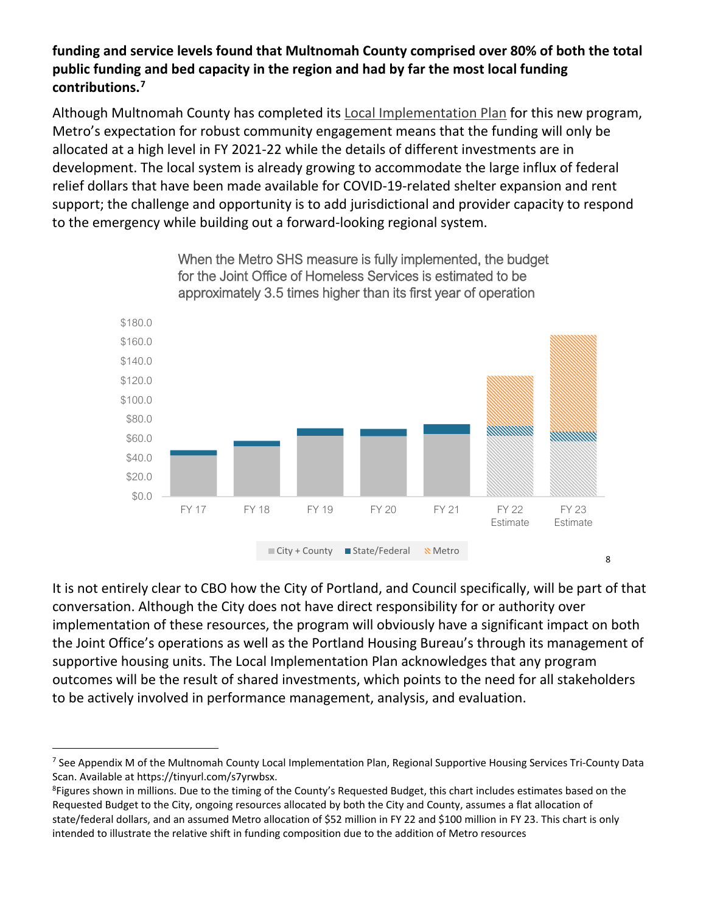**funding and service levels found that Multnomah County comprised over 80% of both the total public funding and bed capacity in the region and had by far the most local funding contributions.[7]**

Although Multnomah County has completed its Local Implementation Plan for this new program, Metro's expectation for robust community engagement means that the funding will only be allocated at a high level in FY 2021-22 while the details of different investments are in development. The local system is already growing to accommodate the large influx of federal relief dollars that have been made available for COVID-19-related shelter expansion and rent support; the challenge and opportunity is to add jurisdictional and provider capacity to respond to the emergency while building out a forward-looking regional system.

When the Metro SHS measure is fully implemented, the budget for the Joint Office of Homeless Services is estimated to be approximately 3.5 times higher than its first year of operation

[8]

It is not entirely clear to CBO how the City of Portland, and Council specifically, will be part of that conversation. Although the City does not have direct responsibility for or authority over implementation of these resources, the program will obviously have a significant impact on both the Joint Office's operations as well as the Portland Housing Bureau's through its management of supportive housing units. The Local Implementation Plan acknowledges that any program outcomes will be the result of shared investments, which points to the need for all stakeholders to be actively involved in performance management, analysis, and evaluation.

---

[7] See Appendix M of the Multnomah County Local Implementation Plan, Regional Supportive Housing Services Tri-County Data Scan. Available at https://tinyurl.com/s7yrwbsx.

[8] Figures shown in millions. Due to the timing of the County's Requested Budget, this chart includes estimates based on the Requested Budget to the City, ongoing resources allocated by both the City and County, assumes a flat allocation of state/federal dollars, and an assumed Metro allocation of $52 million in FY 22 and $100 million in FY 23. This chart is only intended to illustrate the relative shift in funding composition due to the addition of Metro resources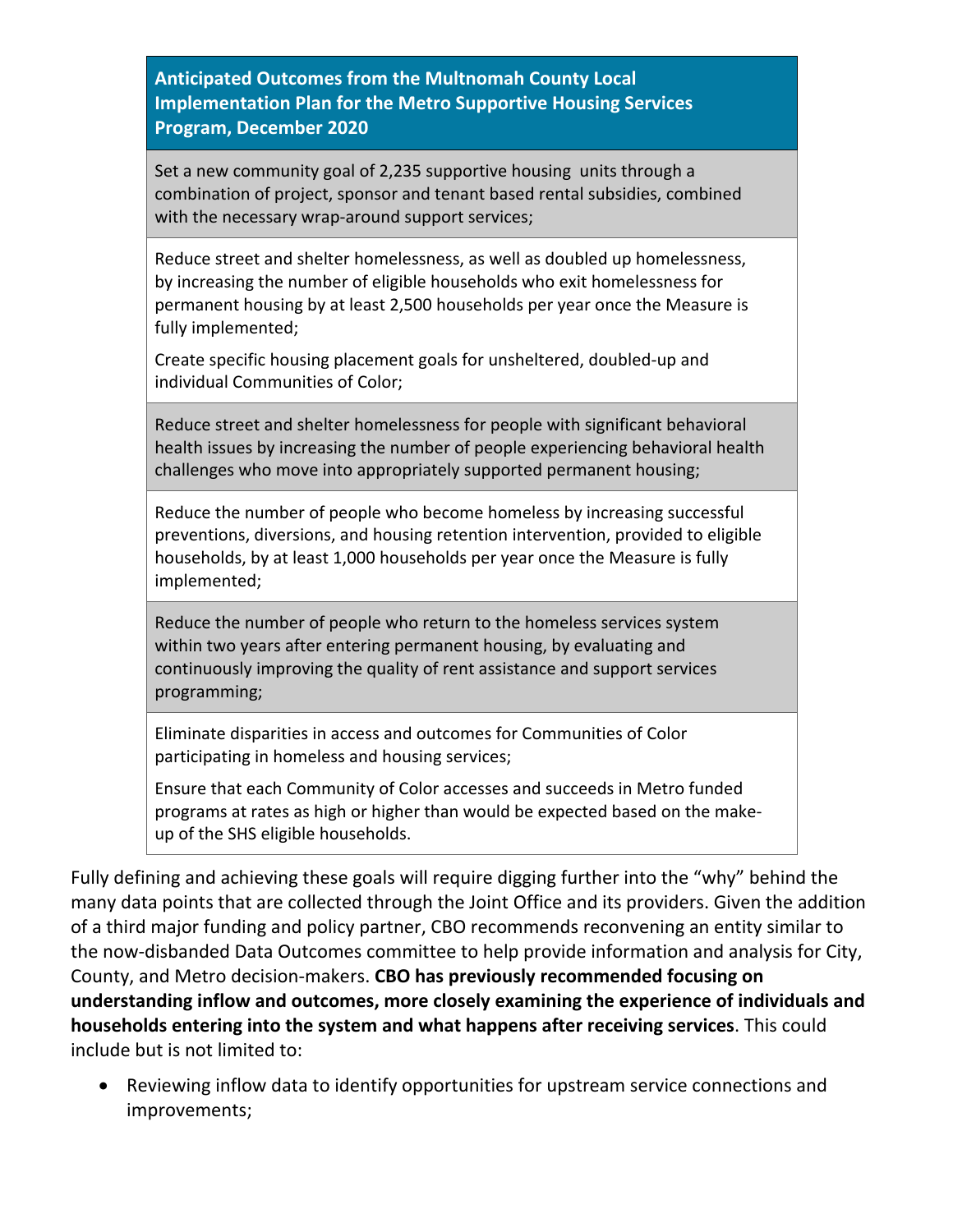| Anticipated Outcomes from the Multnomah County Local Implementation Plan for the Metro Supportive Housing Services Program, December 2020 |
|---|
| Set a new community goal of 2,235 supportive housing units through a combination of project, sponsor and tenant based rental subsidies, combined with the necessary wrap-around support services; |
| Reduce street and shelter homelessness, as well as doubled up homelessness, by increasing the number of eligible households who exit homelessness for permanent housing by at least 2,500 households per year once the Measure is fully implemented;<br><br>Create specific housing placement goals for unsheltered, doubled-up and individual Communities of Color; |
| Reduce street and shelter homelessness for people with significant behavioral health issues by increasing the number of people experiencing behavioral health challenges who move into appropriately supported permanent housing; |
| Reduce the number of people who become homeless by increasing successful preventions, diversions, and housing retention intervention, provided to eligible households, by at least 1,000 households per year once the Measure is fully implemented; |
| Reduce the number of people who return to the homeless services system within two years after entering permanent housing, by evaluating and continuously improving the quality of rent assistance and support services programming; |
| Eliminate disparities in access and outcomes for Communities of Color participating in homeless and housing services;<br><br>Ensure that each Community of Color accesses and succeeds in Metro funded programs at rates as high or higher than would be expected based on the make-up of the SHS eligible households. |

Fully defining and achieving these goals will require digging further into the "why" behind the many data points that are collected through the Joint Office and its providers. Given the addition of a third major funding and policy partner, CBO recommends reconvening an entity similar to the now-disbanded Data Outcomes committee to help provide information and analysis for City, County, and Metro decision-makers. **CBO has previously recommended focusing on understanding inflow and outcomes, more closely examining the experience of individuals and households entering into the system and what happens after receiving services**. This could include but is not limited to:

- Reviewing inflow data to identify opportunities for upstream service connections and improvements;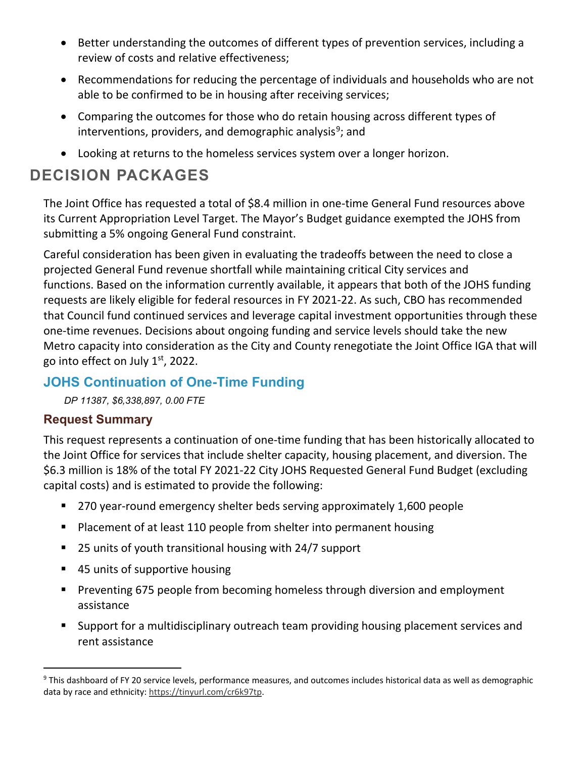- Better understanding the outcomes of different types of prevention services, including a review of costs and relative effectiveness;
- Recommendations for reducing the percentage of individuals and households who are not able to be confirmed to be in housing after receiving services;
- Comparing the outcomes for those who do retain housing across different types of interventions, providers, and demographic analysis[9]; and
- Looking at returns to the homeless services system over a longer horizon.

# DECISION PACKAGES

The Joint Office has requested a total of $8.4 million in one-time General Fund resources above its Current Appropriation Level Target. The Mayor's Budget guidance exempted the JOHS from submitting a 5% ongoing General Fund constraint.

Careful consideration has been given in evaluating the tradeoffs between the need to close a projected General Fund revenue shortfall while maintaining critical City services and functions. Based on the information currently available, it appears that both of the JOHS funding requests are likely eligible for federal resources in FY 2021-22. As such, CBO has recommended that Council fund continued services and leverage capital investment opportunities through these one-time revenues. Decisions about ongoing funding and service levels should take the new Metro capacity into consideration as the City and County renegotiate the Joint Office IGA that will go into effect on July 1st, 2022.

## JOHS Continuation of One-Time Funding

*DP 11387, $6,338,897, 0.00 FTE*

### Request Summary

This request represents a continuation of one-time funding that has been historically allocated to the Joint Office for services that include shelter capacity, housing placement, and diversion. The $6.3 million is 18% of the total FY 2021-22 City JOHS Requested General Fund Budget (excluding capital costs) and is estimated to provide the following:

- 270 year-round emergency shelter beds serving approximately 1,600 people
- Placement of at least 110 people from shelter into permanent housing
- 25 units of youth transitional housing with 24/7 support
- 45 units of supportive housing
- Preventing 675 people from becoming homeless through diversion and employment assistance
- Support for a multidisciplinary outreach team providing housing placement services and rent assistance

[9] This dashboard of FY 20 service levels, performance measures, and outcomes includes historical data as well as demographic data by race and ethnicity: https://tinyurl.com/cr6k97tp.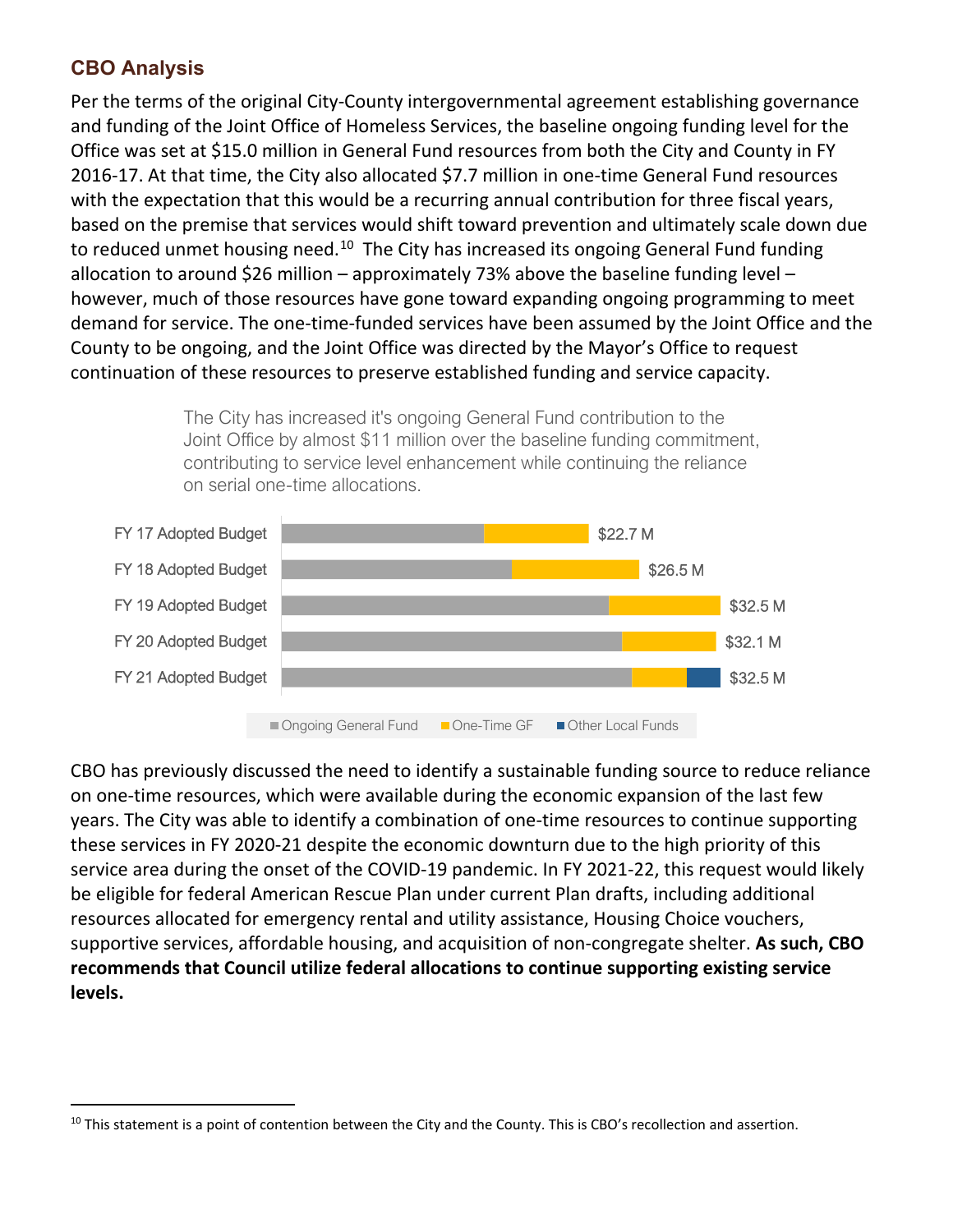## CBO Analysis

Per the terms of the original City-County intergovernmental agreement establishing governance and funding of the Joint Office of Homeless Services, the baseline ongoing funding level for the Office was set at $15.0 million in General Fund resources from both the City and County in FY 2016-17. At that time, the City also allocated $7.7 million in one-time General Fund resources with the expectation that this would be a recurring annual contribution for three fiscal years, based on the premise that services would shift toward prevention and ultimately scale down due to reduced unmet housing need.[10] The City has increased its ongoing General Fund funding allocation to around $26 million – approximately 73% above the baseline funding level – however, much of those resources have gone toward expanding ongoing programming to meet demand for service. The one-time-funded services have been assumed by the Joint Office and the County to be ongoing, and the Joint Office was directed by the Mayor's Office to request continuation of these resources to preserve established funding and service capacity.

The City has increased it's ongoing General Fund contribution to the Joint Office by almost $11 million over the baseline funding commitment, contributing to service level enhancement while continuing the reliance on serial one-time allocations.

| Budget | Total |
|---|---|
| FY 17 Adopted Budget | $22.7 M |
| FY 18 Adopted Budget | $26.5 M |
| FY 19 Adopted Budget | $32.5 M |
| FY 20 Adopted Budget | $32.1 M |
| FY 21 Adopted Budget | $32.5 M |

Ongoing General Fund | One-Time GF | Other Local Funds

CBO has previously discussed the need to identify a sustainable funding source to reduce reliance on one-time resources, which were available during the economic expansion of the last few years. The City was able to identify a combination of one-time resources to continue supporting these services in FY 2020-21 despite the economic downturn due to the high priority of this service area during the onset of the COVID-19 pandemic. In FY 2021-22, this request would likely be eligible for federal American Rescue Plan under current Plan drafts, including additional resources allocated for emergency rental and utility assistance, Housing Choice vouchers, supportive services, affordable housing, and acquisition of non-congregate shelter. **As such, CBO recommends that Council utilize federal allocations to continue supporting existing service levels.**

[10] This statement is a point of contention between the City and the County. This is CBO's recollection and assertion.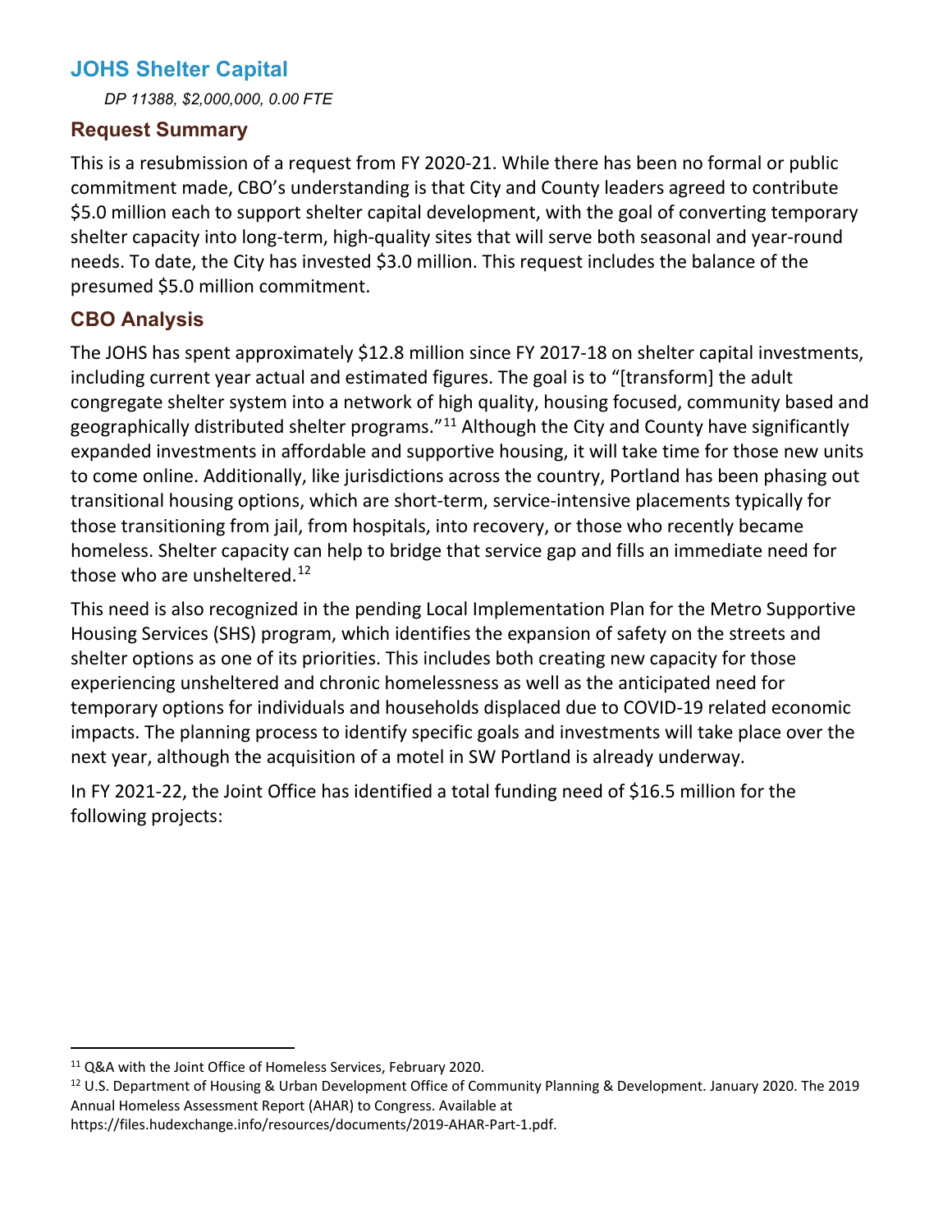## JOHS Shelter Capital

*DP 11388, $2,000,000, 0.00 FTE*

### Request Summary

This is a resubmission of a request from FY 2020-21. While there has been no formal or public commitment made, CBO's understanding is that City and County leaders agreed to contribute $5.0 million each to support shelter capital development, with the goal of converting temporary shelter capacity into long-term, high-quality sites that will serve both seasonal and year-round needs. To date, the City has invested $3.0 million. This request includes the balance of the presumed $5.0 million commitment.

### CBO Analysis

The JOHS has spent approximately $12.8 million since FY 2017-18 on shelter capital investments, including current year actual and estimated figures. The goal is to "[transform] the adult congregate shelter system into a network of high quality, housing focused, community based and geographically distributed shelter programs."[11] Although the City and County have significantly expanded investments in affordable and supportive housing, it will take time for those new units to come online. Additionally, like jurisdictions across the country, Portland has been phasing out transitional housing options, which are short-term, service-intensive placements typically for those transitioning from jail, from hospitals, into recovery, or those who recently became homeless. Shelter capacity can help to bridge that service gap and fills an immediate need for those who are unsheltered.[12]

This need is also recognized in the pending Local Implementation Plan for the Metro Supportive Housing Services (SHS) program, which identifies the expansion of safety on the streets and shelter options as one of its priorities. This includes both creating new capacity for those experiencing unsheltered and chronic homelessness as well as the anticipated need for temporary options for individuals and households displaced due to COVID-19 related economic impacts. The planning process to identify specific goals and investments will take place over the next year, although the acquisition of a motel in SW Portland is already underway.

In FY 2021-22, the Joint Office has identified a total funding need of $16.5 million for the following projects:

---

[11] Q&A with the Joint Office of Homeless Services, February 2020.

[12] U.S. Department of Housing & Urban Development Office of Community Planning & Development. January 2020. The 2019 Annual Homeless Assessment Report (AHAR) to Congress. Available at https://files.hudexchange.info/resources/documents/2019-AHAR-Part-1.pdf.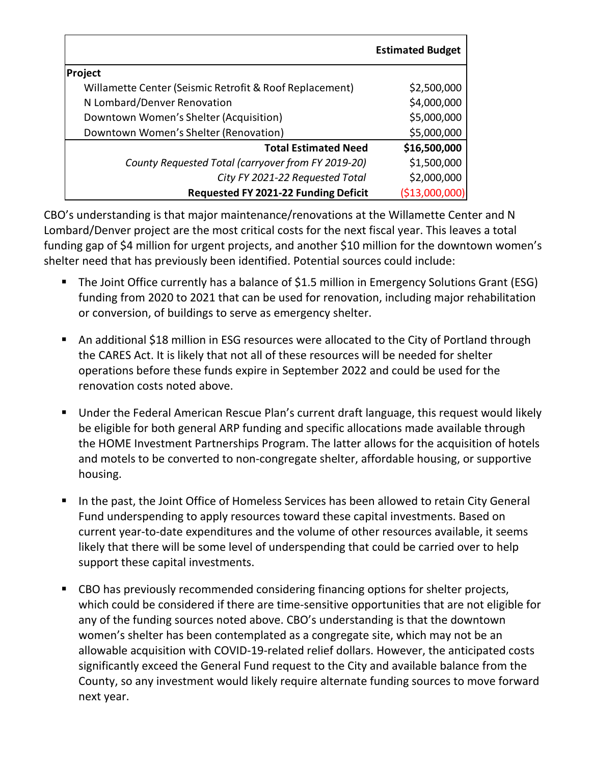| | Estimated Budget |
|---|---|
| **Project** | |
| Willamette Center (Seismic Retrofit & Roof Replacement) | $2,500,000 |
| N Lombard/Denver Renovation | $4,000,000 |
| Downtown Women's Shelter (Acquisition) | $5,000,000 |
| Downtown Women's Shelter (Renovation) | $5,000,000 |
| **Total Estimated Need** | **$16,500,000** |
| *County Requested Total (carryover from FY 2019-20)* | $1,500,000 |
| *City FY 2021-22 Requested Total* | $2,000,000 |
| **Requested FY 2021-22 Funding Deficit** | ($13,000,000) |

CBO's understanding is that major maintenance/renovations at the Willamette Center and N Lombard/Denver project are the most critical costs for the next fiscal year. This leaves a total funding gap of $4 million for urgent projects, and another $10 million for the downtown women's shelter need that has previously been identified. Potential sources could include:

- The Joint Office currently has a balance of $1.5 million in Emergency Solutions Grant (ESG) funding from 2020 to 2021 that can be used for renovation, including major rehabilitation or conversion, of buildings to serve as emergency shelter.
- An additional $18 million in ESG resources were allocated to the City of Portland through the CARES Act. It is likely that not all of these resources will be needed for shelter operations before these funds expire in September 2022 and could be used for the renovation costs noted above.
- Under the Federal American Rescue Plan's current draft language, this request would likely be eligible for both general ARP funding and specific allocations made available through the HOME Investment Partnerships Program. The latter allows for the acquisition of hotels and motels to be converted to non-congregate shelter, affordable housing, or supportive housing.
- In the past, the Joint Office of Homeless Services has been allowed to retain City General Fund underspending to apply resources toward these capital investments. Based on current year-to-date expenditures and the volume of other resources available, it seems likely that there will be some level of underspending that could be carried over to help support these capital investments.
- CBO has previously recommended considering financing options for shelter projects, which could be considered if there are time-sensitive opportunities that are not eligible for any of the funding sources noted above. CBO's understanding is that the downtown women's shelter has been contemplated as a congregate site, which may not be an allowable acquisition with COVID-19-related relief dollars. However, the anticipated costs significantly exceed the General Fund request to the City and available balance from the County, so any investment would likely require alternate funding sources to move forward next year.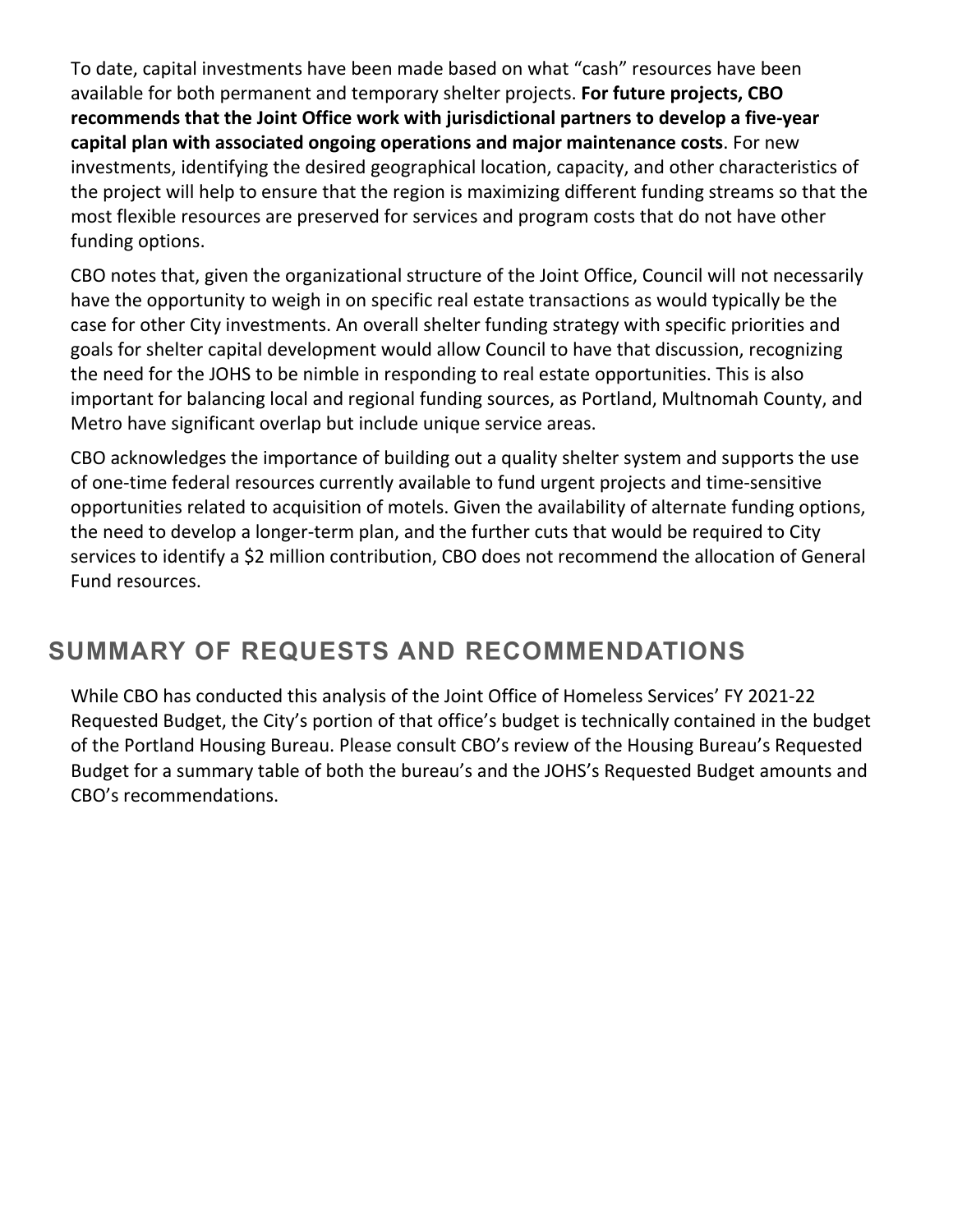To date, capital investments have been made based on what "cash" resources have been available for both permanent and temporary shelter projects. **For future projects, CBO recommends that the Joint Office work with jurisdictional partners to develop a five-year capital plan with associated ongoing operations and major maintenance costs**. For new investments, identifying the desired geographical location, capacity, and other characteristics of the project will help to ensure that the region is maximizing different funding streams so that the most flexible resources are preserved for services and program costs that do not have other funding options.

CBO notes that, given the organizational structure of the Joint Office, Council will not necessarily have the opportunity to weigh in on specific real estate transactions as would typically be the case for other City investments. An overall shelter funding strategy with specific priorities and goals for shelter capital development would allow Council to have that discussion, recognizing the need for the JOHS to be nimble in responding to real estate opportunities. This is also important for balancing local and regional funding sources, as Portland, Multnomah County, and Metro have significant overlap but include unique service areas.

CBO acknowledges the importance of building out a quality shelter system and supports the use of one-time federal resources currently available to fund urgent projects and time-sensitive opportunities related to acquisition of motels. Given the availability of alternate funding options, the need to develop a longer-term plan, and the further cuts that would be required to City services to identify a $2 million contribution, CBO does not recommend the allocation of General Fund resources.

## SUMMARY OF REQUESTS AND RECOMMENDATIONS

While CBO has conducted this analysis of the Joint Office of Homeless Services' FY 2021-22 Requested Budget, the City's portion of that office's budget is technically contained in the budget of the Portland Housing Bureau. Please consult CBO's review of the Housing Bureau's Requested Budget for a summary table of both the bureau's and the JOHS's Requested Budget amounts and CBO's recommendations.